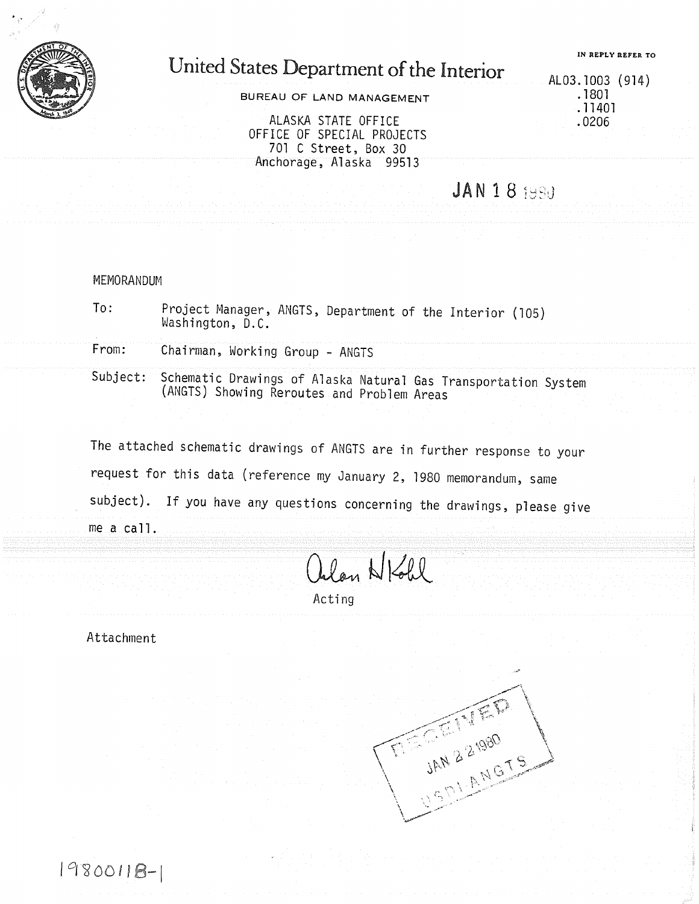# United States Department of the Interior

BUREAU OF LAND MANAGEMENT

ALASKA STATE OFFICE
OFFICE OF SPECIAL PROJECTS
701 C Street, Box 30
Anchorage, Alaska 99513

IN REPLY REFER TO

AL03.1003 (914)
.1801
.11401
.0206

JAN 18 1980

MEMORANDUM

To: Project Manager, ANGTS, Department of the Interior (105)
Washington, D.C.

From: Chairman, Working Group - ANGTS

Subject: Schematic Drawings of Alaska Natural Gas Transportation System (ANGTS) Showing Reroutes and Problem Areas

The attached schematic drawings of ANGTS are in further response to your request for this data (reference my January 2, 1980 memorandum, same subject). If you have any questions concerning the drawings, please give me a call.

Alan H Kohl

Acting

Attachment

RECEIVED
JAN 22 1980
USDI ANGTS

1980011B-1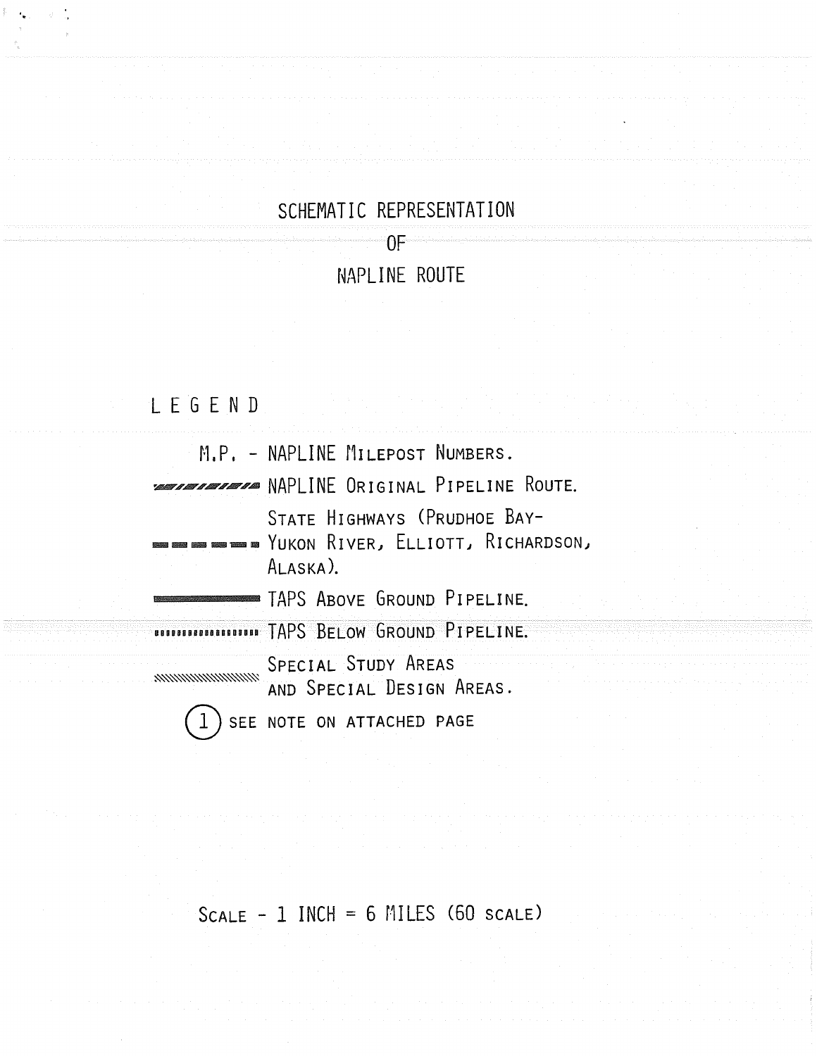# SCHEMATIC REPRESENTATION OF NAPLINE ROUTE

## LEGEND

M.P. - NAPLINE MILEPOST NUMBERS.

NAPLINE ORIGINAL PIPELINE ROUTE.

STATE HIGHWAYS (PRUDHOE BAY-YUKON RIVER, ELLIOTT, RICHARDSON, ALASKA).

TAPS ABOVE GROUND PIPELINE.

TAPS BELOW GROUND PIPELINE.

SPECIAL STUDY AREAS AND SPECIAL DESIGN AREAS.

(1) SEE NOTE ON ATTACHED PAGE

SCALE - 1 INCH = 6 MILES (60 SCALE)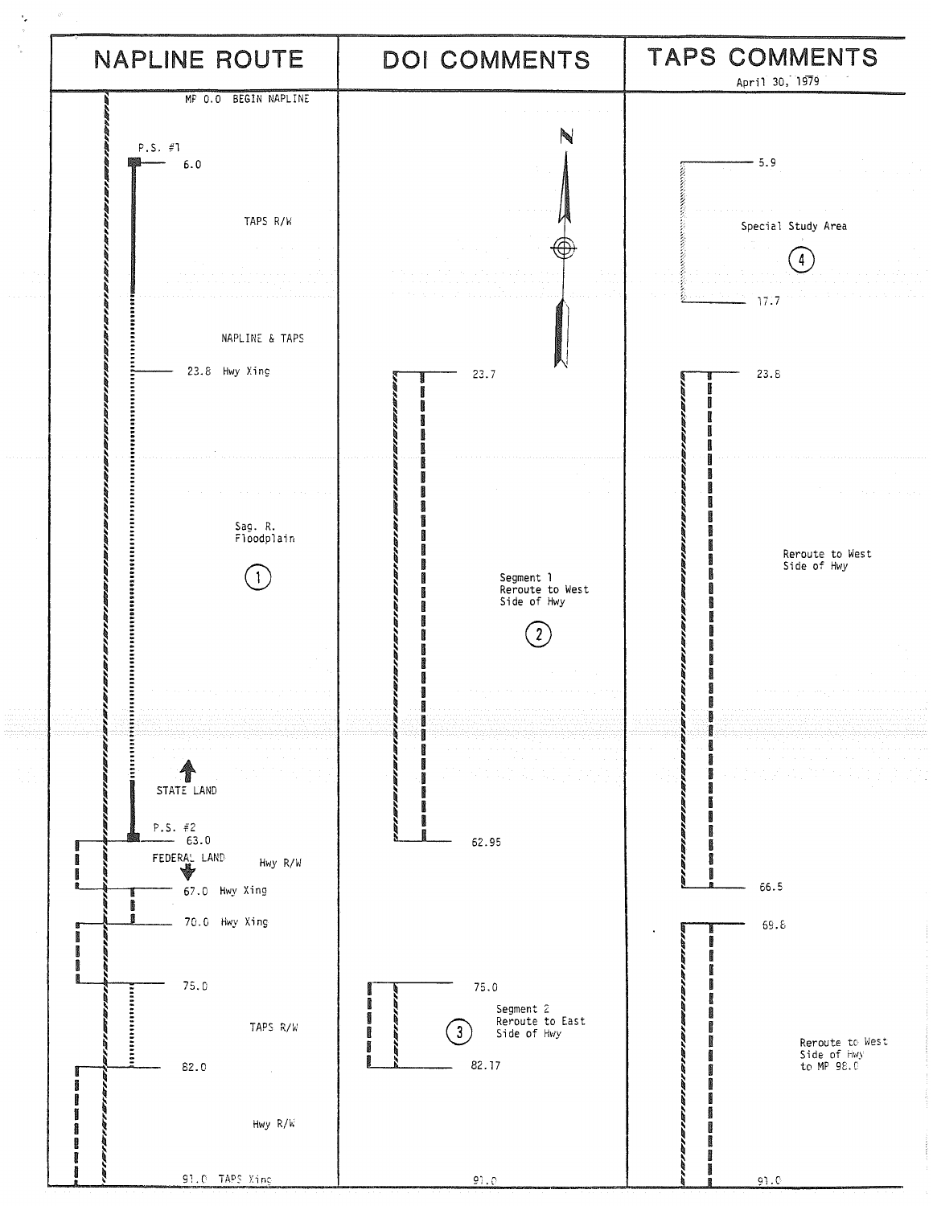| NAPLINE ROUTE | DOI COMMENTS | TAPS COMMENTS April 30, 1979 |
|---|---|---|
| MP 0.0 BEGIN NAPLINE | | |
| P.S. #1 6.0 | | 5.9 |
| TAPS R/W | | Special Study Area (4) |
| | | 17.7 |
| NAPLINE & TAPS | | |
| 23.8 Hwy Xing | 23.7 | 23.8 |
| Sag. R. Floodplain (1) | Segment 1 Reroute to West Side of Hwy (2) | Reroute to West Side of Hwy |
| STATE LAND | | |
| P.S. #2 63.0 | 62.95 | |
| FEDERAL LAND | | |
| Hwy R/W | | |
| 67.0 Hwy Xing | | 66.5 |
| 70.0 Hwy Xing | | 69.8 |
| 75.0 | 75.0 | |
| TAPS R/W | Segment 2 Reroute to East Side of Hwy (3) | Reroute to West Side of Hwy to MP 98.0 |
| 82.0 | 82.17 | |
| Hwy R/W | | |
| 91.0 TAPS Xing | 91.0 | 91.0 |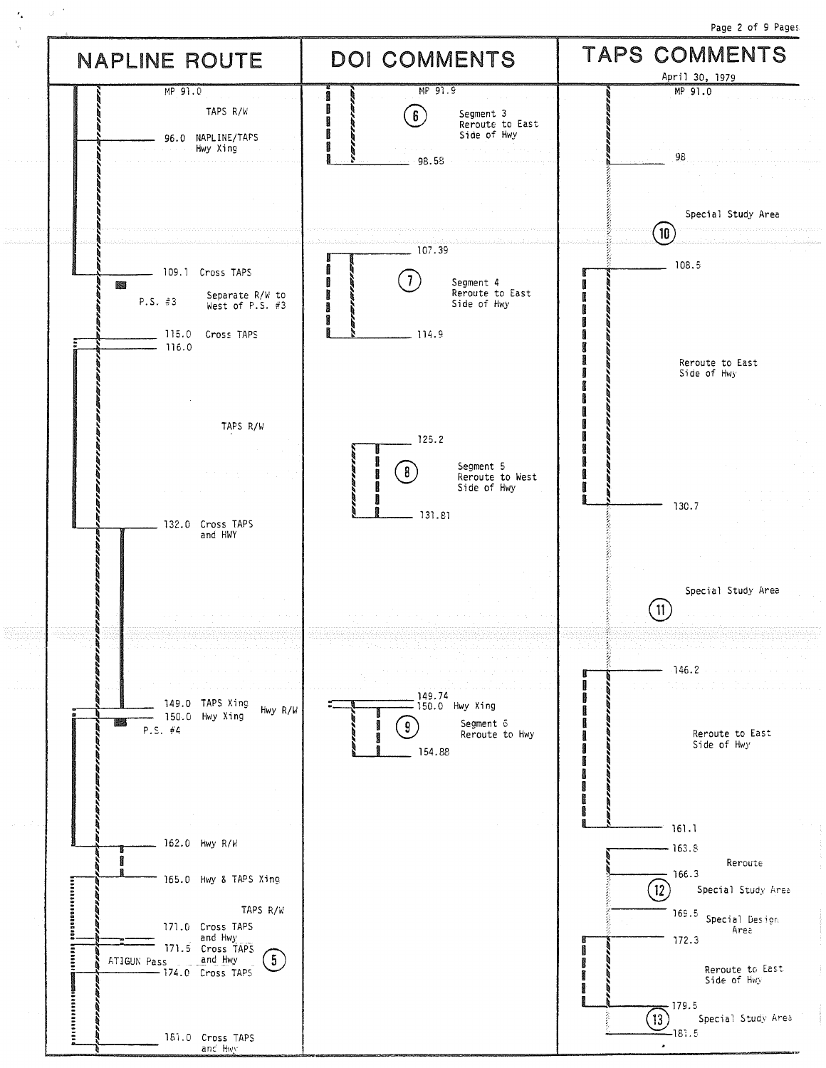| NAPLINE ROUTE | DOI COMMENTS | TAPS COMMENTS |
| --- | --- | --- |
| | | April 30, 1979 |
| MP 91.0 | MP 91.9 | MP 91.0 |
| TAPS R/W | (6) Segment 3 Reroute to East Side of Hwy | |
| 96.0 NAPLINE/TAPS Hwy Xing | 98.58 | 98 |
| | | (10) Special Study Area |
| | 107.39 | 108.5 |
| 109.1 Cross TAPS | (7) Segment 4 Reroute to East Side of Hwy | |
| P.S. #3 Separate R/W to West of P.S. #3 | | |
| 115.0 Cross TAPS | 114.9 | Reroute to East Side of Hwy |
| 116.0 | | |
| TAPS R/W | 125.2 | |
| | (8) Segment 5 Reroute to West Side of Hwy | |
| | 131.81 | 130.7 |
| 132.0 Cross TAPS and HWY | | |
| | | (11) Special Study Area |
| | | 146.2 |
| 149.0 TAPS Xing, Hwy R/W | 149.74 | |
| 150.0 Hwy Xing | 150.0 Hwy Xing | Reroute to East Side of Hwy |
| P.S. #4 | (9) Segment 6 Reroute to Hwy | |
| | 154.88 | |
| | | 161.1 |
| 162.0 Hwy R/W | | 163.8 Reroute |
| 165.0 Hwy & TAPS Xing | | 166.3 |
| TAPS R/W | | (12) Special Study Area |
| 171.0 Cross TAPS and Hwy | | 169.5 Special Design Area |
| 171.5 Cross TAPS and Hwy (5) ATIGUN Pass | | 172.3 |
| 174.0 Cross TAPS | | Reroute to East Side of Hwy |
| | | 179.5 |
| 181.0 Cross TAPS and Hwy | | (13) Special Study Area 181.5 |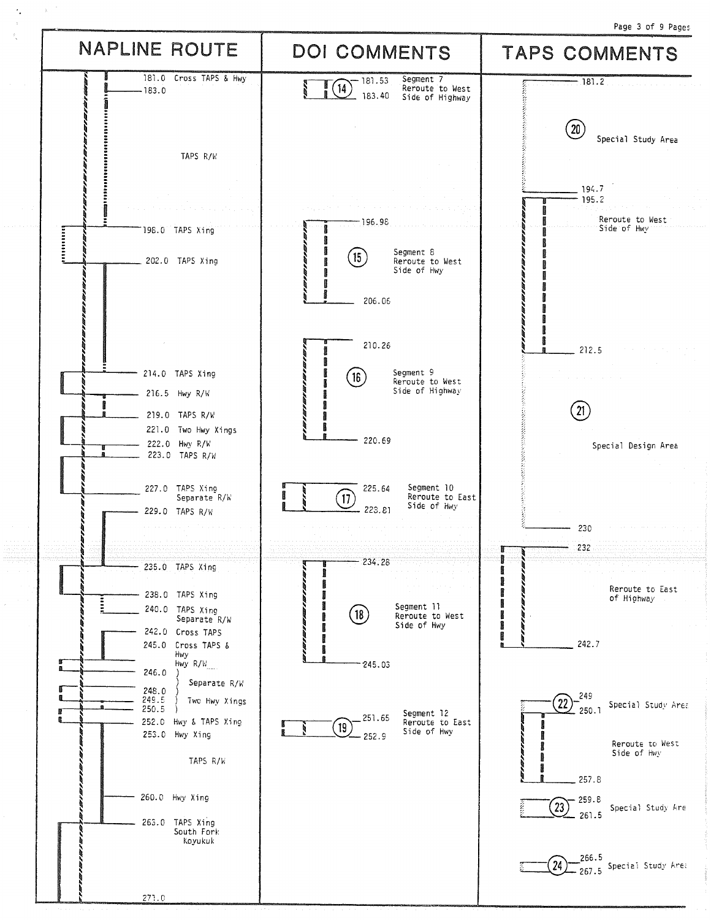| NAPLINE ROUTE | DOI COMMENTS | TAPS COMMENTS |
|---|---|---|
| 181.0 Cross TAPS & Hwy | (14) 181.53 – 183.40 Segment 7 Reroute to West Side of Highway | 181.2 |
| 183.0 | | (20) Special Study Area |
| TAPS R/W | | 194.7 |
| | | 195.2 – 212.5 Reroute to West Side of Hwy |
| 198.0 TAPS Xing | (15) 196.98 – 206.06 Segment 8 Reroute to West Side of Hwy | |
| 202.0 TAPS Xing | | |
| | (16) 210.26 – 220.69 Segment 9 Reroute to West Side of Highway | |
| 214.0 TAPS Xing | | (21) Special Design Area |
| 216.5 Hwy R/W | | |
| 219.0 TAPS R/W | | |
| 221.0 Two Hwy Xings | | |
| 222.0 Hwy R/W | | |
| 223.0 TAPS R/W | | |
| 227.0 TAPS Xing Separate R/W | (17) 225.64 – 228.81 Segment 10 Reroute to East Side of Hwy | |
| 229.0 TAPS R/W | | 230 |
| | | 232 – 242.7 Reroute to East of Highway |
| 235.0 TAPS Xing | (18) 234.28 – 245.03 Segment 11 Reroute to West Side of Hwy | |
| 238.0 TAPS Xing | | |
| 240.0 TAPS Xing Separate R/W | | |
| 242.0 Cross TAPS | | |
| 245.0 Cross TAPS & Hwy | | |
| Hwy R/W | | |
| 246.0 ) | | |
| ) Separate R/W | | |
| 248.0 ) | | (22) 249 – 250.1 Special Study Area |
| 249.5 ) Two Hwy Xings | | |
| 250.5 ) | | 250.1 – 257.8 Reroute to West Side of Hwy |
| 252.0 Hwy & TAPS Xing | (19) 251.65 – 252.9 Segment 12 Reroute to East Side of Hwy | |
| 253.0 Hwy Xing | | |
| TAPS R/W | | |
| 260.0 Hwy Xing | | (23) 259.8 – 261.5 Special Study Are |
| 263.0 TAPS Xing South Fork Koyukuk | | |
| | | (24) 266.5 – 267.5 Special Study Area |
| 271.0 | | |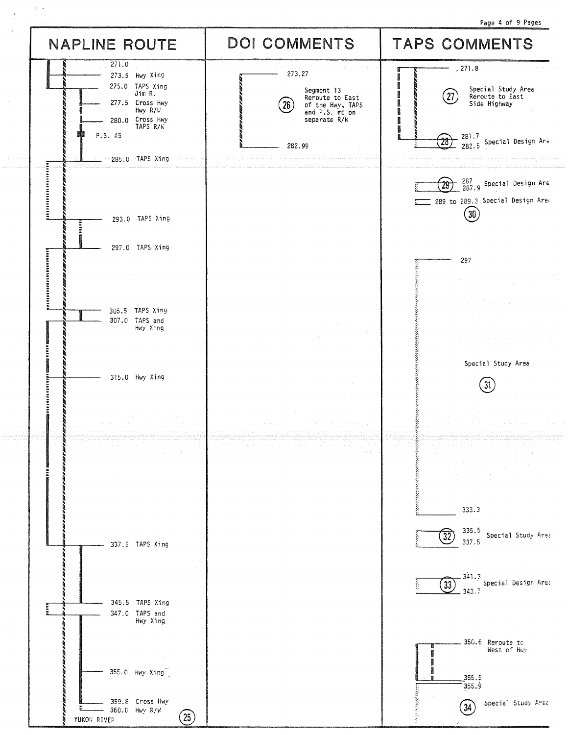| NAPLINE ROUTE | DOI COMMENTS | TAPS COMMENTS |
|---|---|---|
| 271.0 | 273.27 – 282.99 (26) Segment 13 Reroute to East of the Hwy, TAPS and P.S. #5 on separate R/W | 271.8 – 281.7 (27) Special Study Area Reroute to East Side Highway |
| 273.5 Hwy Xing | | |
| 275.0 TAPS Xing Jim R. | | |
| 277.5 Cross Hwy Hwy R/W | | |
| 280.0 Cross Hwy TAPS R/W | | |
| P.S. #5 | | 281.7 – 282.5 (28) Special Design Area |
| 285.0 TAPS Xing | | |
| | | 287 – 287.9 (29) Special Design Area |
| | | 289 to 289.3 Special Design Area (30) |
| 293.0 TAPS Xing | | |
| 297.0 TAPS Xing | | 297 – 333.3 Special Study Area (31) |
| 305.5 TAPS Xing | | |
| 307.0 TAPS and Hwy Xing | | |
| 315.0 Hwy Xing | | |
| | | 335.5 – 337.5 (32) Special Study Area |
| 337.5 TAPS Xing | | |
| | | 341.3 – 343.7 (33) Special Design Area |
| 345.5 TAPS Xing | | |
| 347.0 TAPS and Hwy Xing | | |
| | | 350.6 – 355.5 Reroute to West of Hwy |
| 355.0 Hwy Xing | | |
| | | 355.9 – (34) Special Study Area |
| 359.8 Cross Hwy | | |
| 360.0 Hwy R/W | | |
| YUKON RIVER (25) | | |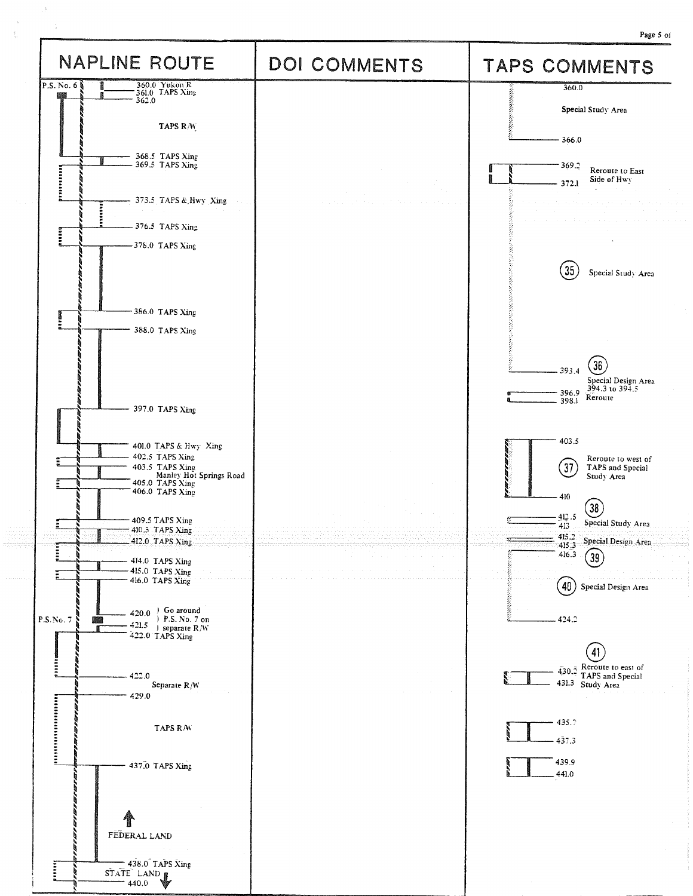| NAPLINE ROUTE | DOI COMMENTS | TAPS COMMENTS |
| --- | --- | --- |
| P.S. No. 6 | | |
| 360.0 Yukon R | | 360.0 |
| 361.0 TAPS Xing | | |
| 362.0 | | Special Study Area |
| TAPS R/W | | 366.0 |
| 368.5 TAPS Xing | | |
| 369.5 TAPS Xing | | 369.2 Reroute to East Side of Hwy |
| | | 372.1 |
| 373.5 TAPS & Hwy Xing | | |
| 376.5 TAPS Xing | | |
| 378.0 TAPS Xing | | |
| | | (35) Special Study Area |
| 386.0 TAPS Xing | | |
| 388.0 TAPS Xing | | |
| | | 393.4 (36) Special Design Area 394.3 to 394.5 |
| | | 396.9 Reroute |
| | | 398.1 |
| 397.0 TAPS Xing | | |
| 401.0 TAPS & Hwy Xing | | 403.5 |
| 402.5 TAPS Xing | | |
| 403.5 TAPS Xing | | (37) Reroute to west of TAPS and Special Study Area |
| Manley Hot Springs Road | | |
| 405.0 TAPS Xing | | |
| 406.0 TAPS Xing | | 410 |
| 409.5 TAPS Xing | | 412.5 (38) Special Study Area |
| 410.3 TAPS Xing | | 413 |
| 412.0 TAPS Xing | | 415.2 Special Design Area |
| | | 415.3 |
| 414.0 TAPS Xing | | 416.3 (39) |
| 415.0 TAPS Xing | | |
| 416.0 TAPS Xing | | (40) Special Design Area |
| 420.0 Go around P.S. No. 7 on separate R/W | | 424.2 |
| P.S. No. 7 — 421.5 | | |
| 422.0 TAPS Xing | | (41) |
| 422.0 Separate R/W | | 430.2 Reroute to east of TAPS and Special Study Area |
| 429.0 | | 431.3 |
| TAPS R/W | | 435.7 |
| | | 437.3 |
| 437.0 TAPS Xing | | 439.9 |
| | | 441.0 |
| ↑ FEDERAL LAND | | |
| 438.0 TAPS Xing | | |
| STATE LAND ↓ | | |
| 440.0 | | |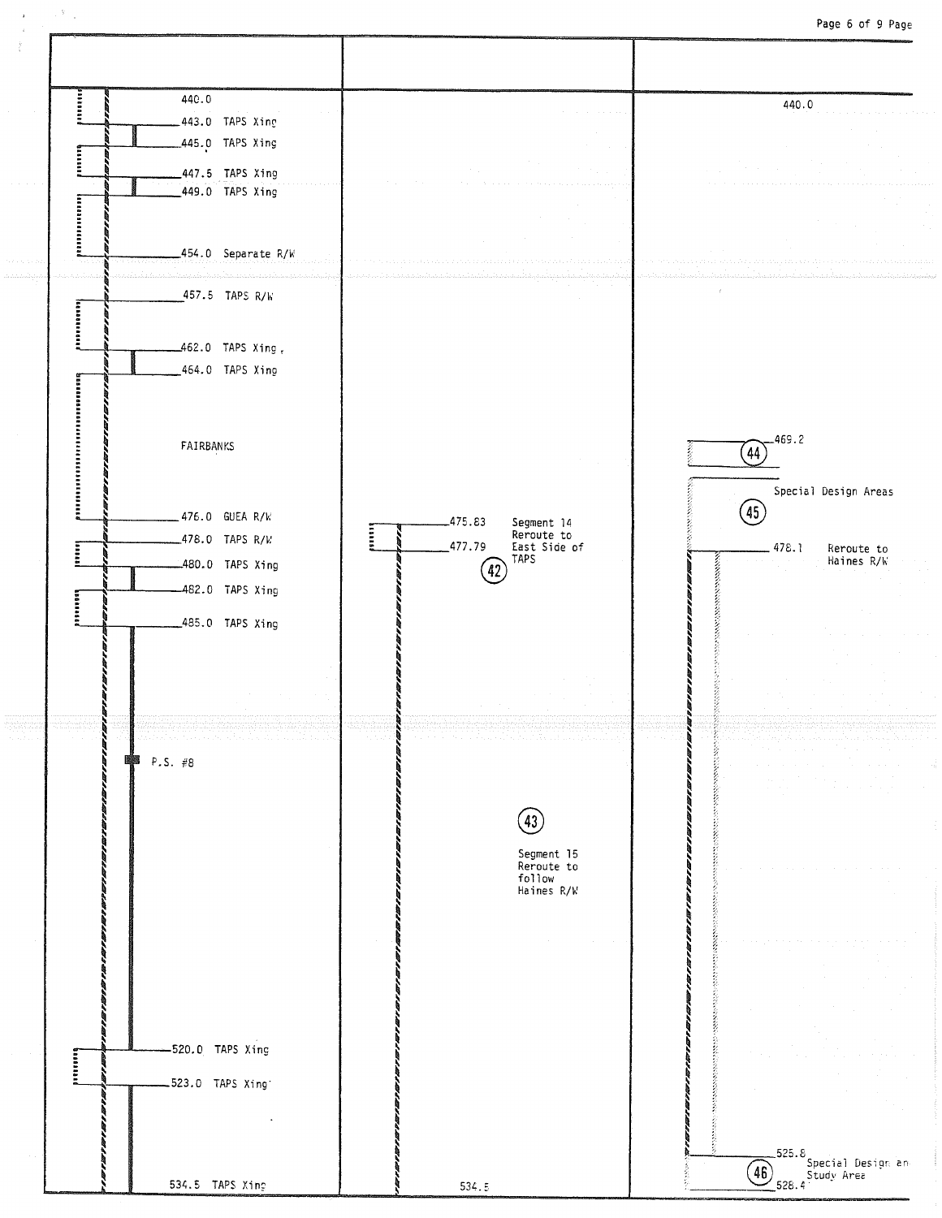| | | |
|---|---|---|
| 440.0 | | 440.0 |
| 443.0 TAPS Xing | | |
| 445.0 TAPS Xing | | |
| 447.5 TAPS Xing | | |
| 449.0 TAPS Xing | | |
| 454.0 Separate R/W | | |
| 457.5 TAPS R/W | | |
| 462.0 TAPS Xing | | |
| 464.0 TAPS Xing | | |
| FAIRBANKS | | (44) 469.2 |
| | | (45) Special Design Areas |
| 476.0 GUEA R/W | 475.83 Segment 14 Reroute to East Side of TAPS | |
| 478.0 TAPS R/W | 477.79 (42) | 478.1 Reroute to Haines R/W |
| 480.0 TAPS Xing | | |
| 482.0 TAPS Xing | | |
| 485.0 TAPS Xing | | |
| P.S. #8 | | |
| | (43) Segment 15 Reroute to follow Haines R/W | |
| 520.0 TAPS Xing | | |
| 523.0 TAPS Xing | | |
| | | 525.8 |
| | | (46) Special Design and Study Area |
| 534.5 TAPS Xing | 534.5 | 528.4 |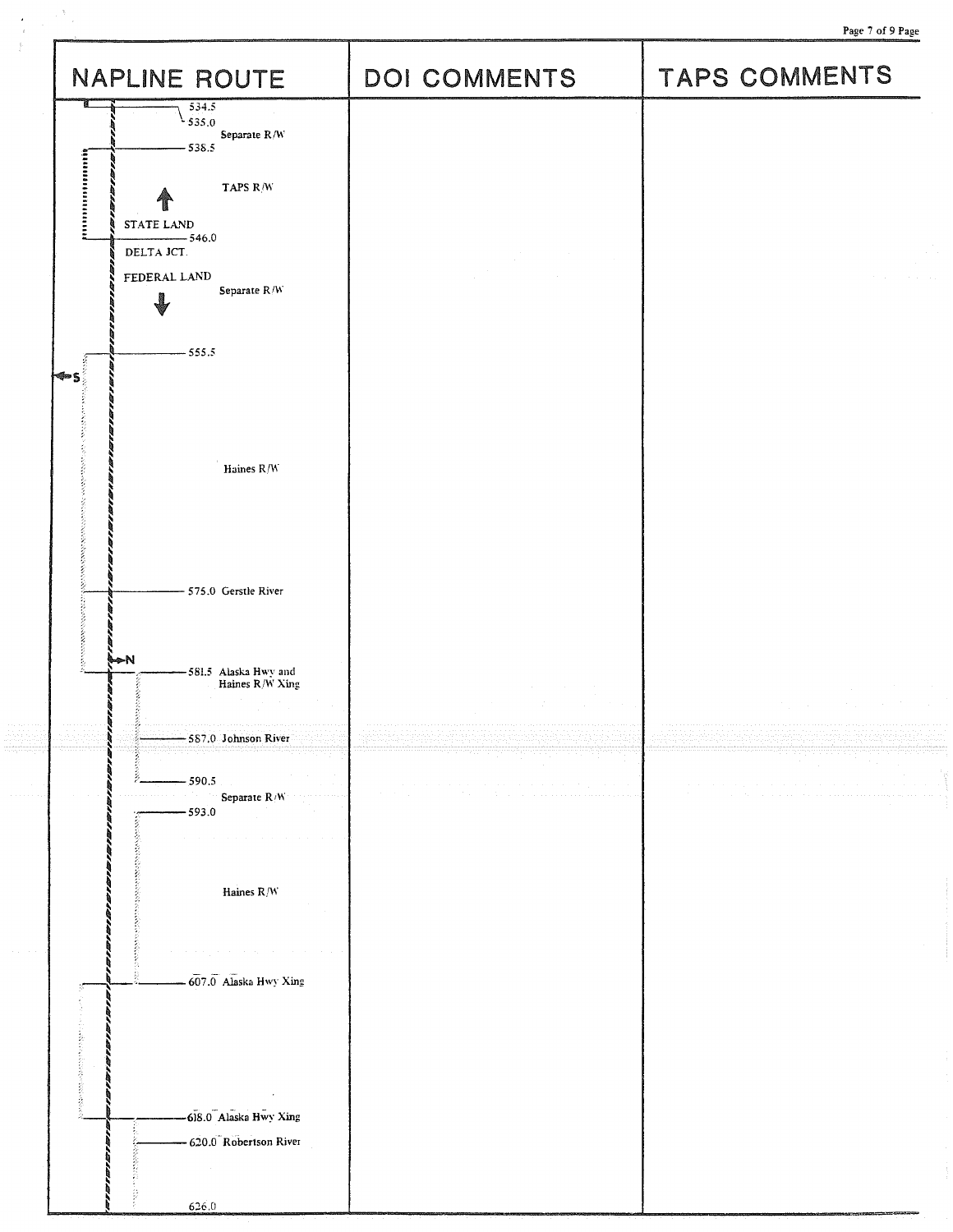| NAPLINE ROUTE | DOI COMMENTS | TAPS COMMENTS |
| --- | --- | --- |
| 534.5 | | |
| 535.0 | | |
| Separate R/W | | |
| 538.5 | | |
| TAPS R/W | | |
| STATE LAND | | |
| 546.0 | | |
| DELTA JCT. | | |
| FEDERAL LAND | | |
| Separate R/W | | |
| 555.5 | | |
| S | | |
| Haines R/W | | |
| 575.0 Gerstle River | | |
| N | | |
| 581.5 Alaska Hwy and Haines R/W Xing | | |
| 587.0 Johnson River | | |
| 590.5 | | |
| Separate R/W | | |
| 593.0 | | |
| Haines R/W | | |
| 607.0 Alaska Hwy Xing | | |
| 618.0 Alaska Hwy Xing | | |
| 620.0 Robertson River | | |
| 626.0 | | |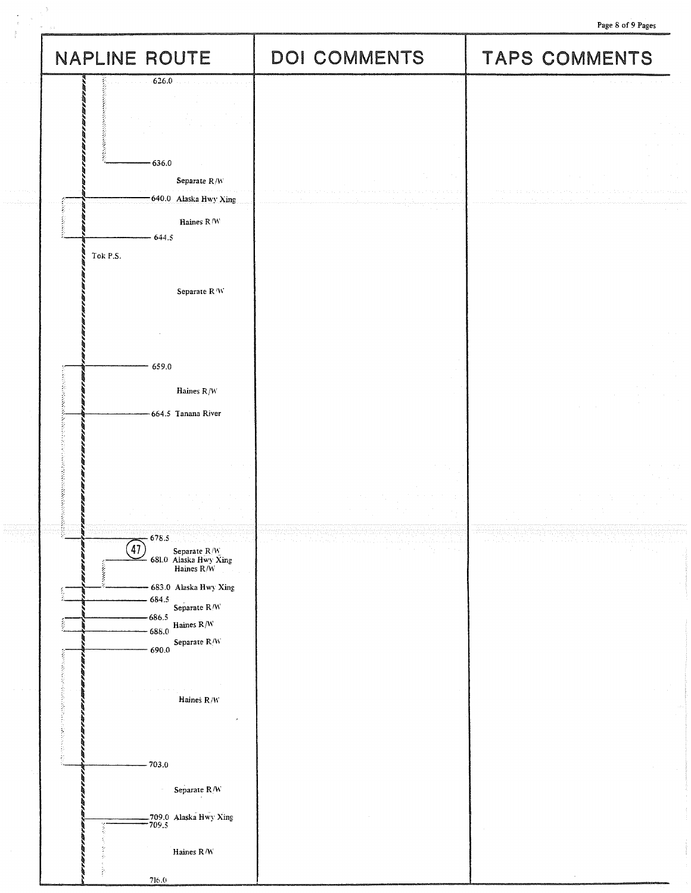| NAPLINE ROUTE | DOI COMMENTS | TAPS COMMENTS |
|---|---|---|
| 626.0 | | |
| 636.0 | | |
| Separate R/W | | |
| 640.0 Alaska Hwy Xing | | |
| Haines R/W | | |
| 644.5 | | |
| Tok P.S. | | |
| Separate R/W | | |
| 659.0 | | |
| Haines R/W | | |
| 664.5 Tanana River | | |
| 678.5 | | |
| (47) Separate R/W | | |
| 681.0 Alaska Hwy Xing | | |
| Haines R/W | | |
| 683.0 Alaska Hwy Xing | | |
| 684.5 | | |
| Separate R/W | | |
| 686.5 | | |
| Haines R/W | | |
| 688.0 | | |
| Separate R/W | | |
| 690.0 | | |
| Haines R/W | | |
| 703.0 | | |
| Separate R/W | | |
| 709.0 Alaska Hwy Xing | | |
| 709.5 | | |
| Haines R/W | | |
| 716.0 | | |